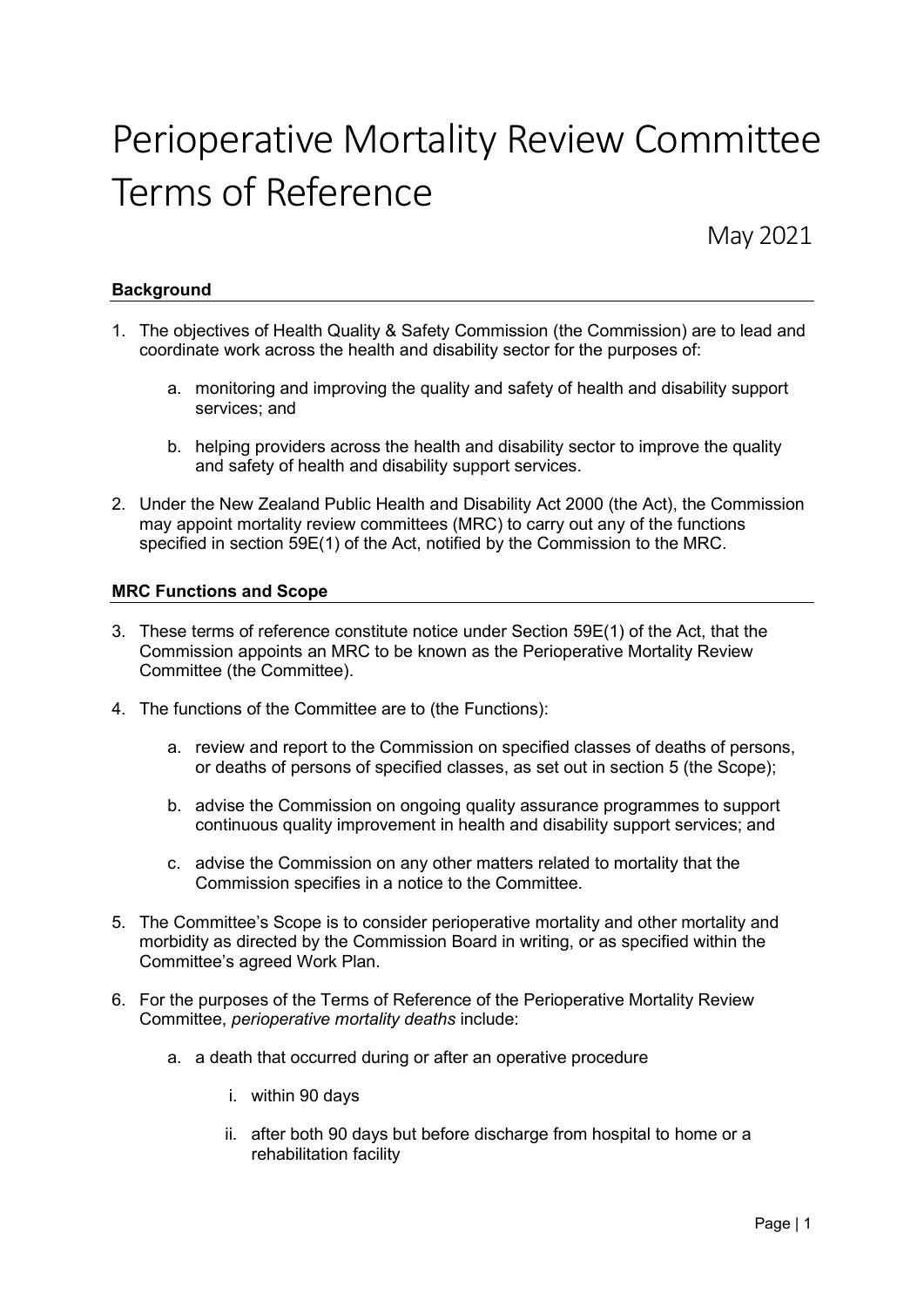# Perioperative Mortality Review Committee Terms of Reference

May 2021

### **Background**

1. The objectives of Health Quality & Safety Commission (the Commission) are to lead and coordinate work across the health and disability sector for the purposes of:

    a. monitoring and improving the quality and safety of health and disability support services; and

    b. helping providers across the health and disability sector to improve the quality and safety of health and disability support services.

2. Under the New Zealand Public Health and Disability Act 2000 (the Act), the Commission may appoint mortality review committees (MRC) to carry out any of the functions specified in section 59E(1) of the Act, notified by the Commission to the MRC.

### **MRC Functions and Scope**

3. These terms of reference constitute notice under Section 59E(1) of the Act, that the Commission appoints an MRC to be known as the Perioperative Mortality Review Committee (the Committee).

4. The functions of the Committee are to (the Functions):

    a. review and report to the Commission on specified classes of deaths of persons, or deaths of persons of specified classes, as set out in section 5 (the Scope);

    b. advise the Commission on ongoing quality assurance programmes to support continuous quality improvement in health and disability support services; and

    c. advise the Commission on any other matters related to mortality that the Commission specifies in a notice to the Committee.

5. The Committee's Scope is to consider perioperative mortality and other mortality and morbidity as directed by the Commission Board in writing, or as specified within the Committee's agreed Work Plan.

6. For the purposes of the Terms of Reference of the Perioperative Mortality Review Committee, *perioperative mortality deaths* include:

    a. a death that occurred during or after an operative procedure

        i. within 90 days

        ii. after both 90 days but before discharge from hospital to home or a rehabilitation facility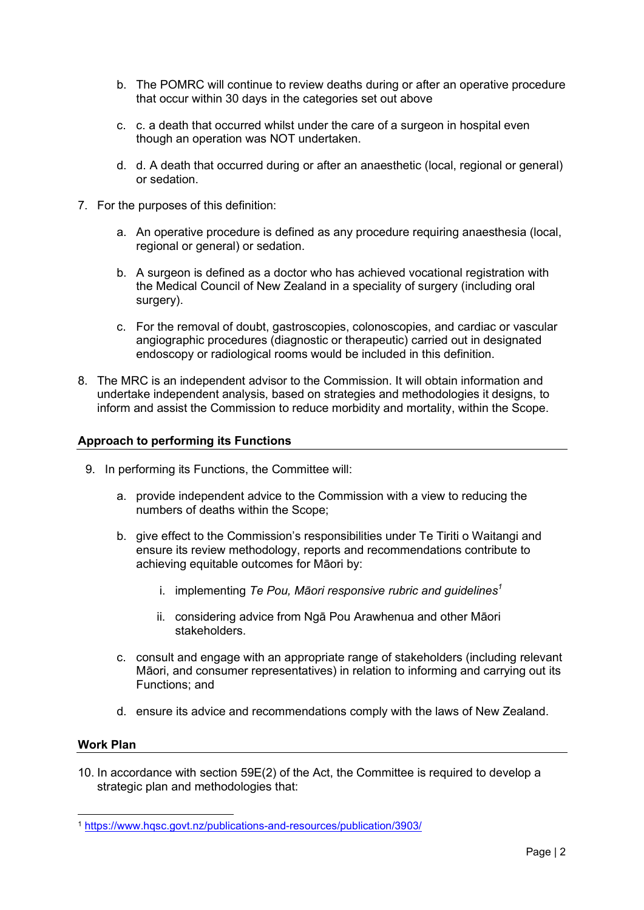b. The POMRC will continue to review deaths during or after an operative procedure that occur within 30 days in the categories set out above

c. c. a death that occurred whilst under the care of a surgeon in hospital even though an operation was NOT undertaken.

d. d. A death that occurred during or after an anaesthetic (local, regional or general) or sedation.

7. For the purposes of this definition:

   a. An operative procedure is defined as any procedure requiring anaesthesia (local, regional or general) or sedation.

   b. A surgeon is defined as a doctor who has achieved vocational registration with the Medical Council of New Zealand in a speciality of surgery (including oral surgery).

   c. For the removal of doubt, gastroscopies, colonoscopies, and cardiac or vascular angiographic procedures (diagnostic or therapeutic) carried out in designated endoscopy or radiological rooms would be included in this definition.

8. The MRC is an independent advisor to the Commission. It will obtain information and undertake independent analysis, based on strategies and methodologies it designs, to inform and assist the Commission to reduce morbidity and mortality, within the Scope.

**Approach to performing its Functions**

9. In performing its Functions, the Committee will:

   a. provide independent advice to the Commission with a view to reducing the numbers of deaths within the Scope;

   b. give effect to the Commission's responsibilities under Te Tiriti o Waitangi and ensure its review methodology, reports and recommendations contribute to achieving equitable outcomes for Māori by:

      i. implementing *Te Pou, Māori responsive rubric and guidelines*[1]

      ii. considering advice from Ngā Pou Arawhenua and other Māori stakeholders.

   c. consult and engage with an appropriate range of stakeholders (including relevant Māori, and consumer representatives) in relation to informing and carrying out its Functions; and

   d. ensure its advice and recommendations comply with the laws of New Zealand.

**Work Plan**

10. In accordance with section 59E(2) of the Act, the Committee is required to develop a strategic plan and methodologies that:

[1] https://www.hqsc.govt.nz/publications-and-resources/publication/3903/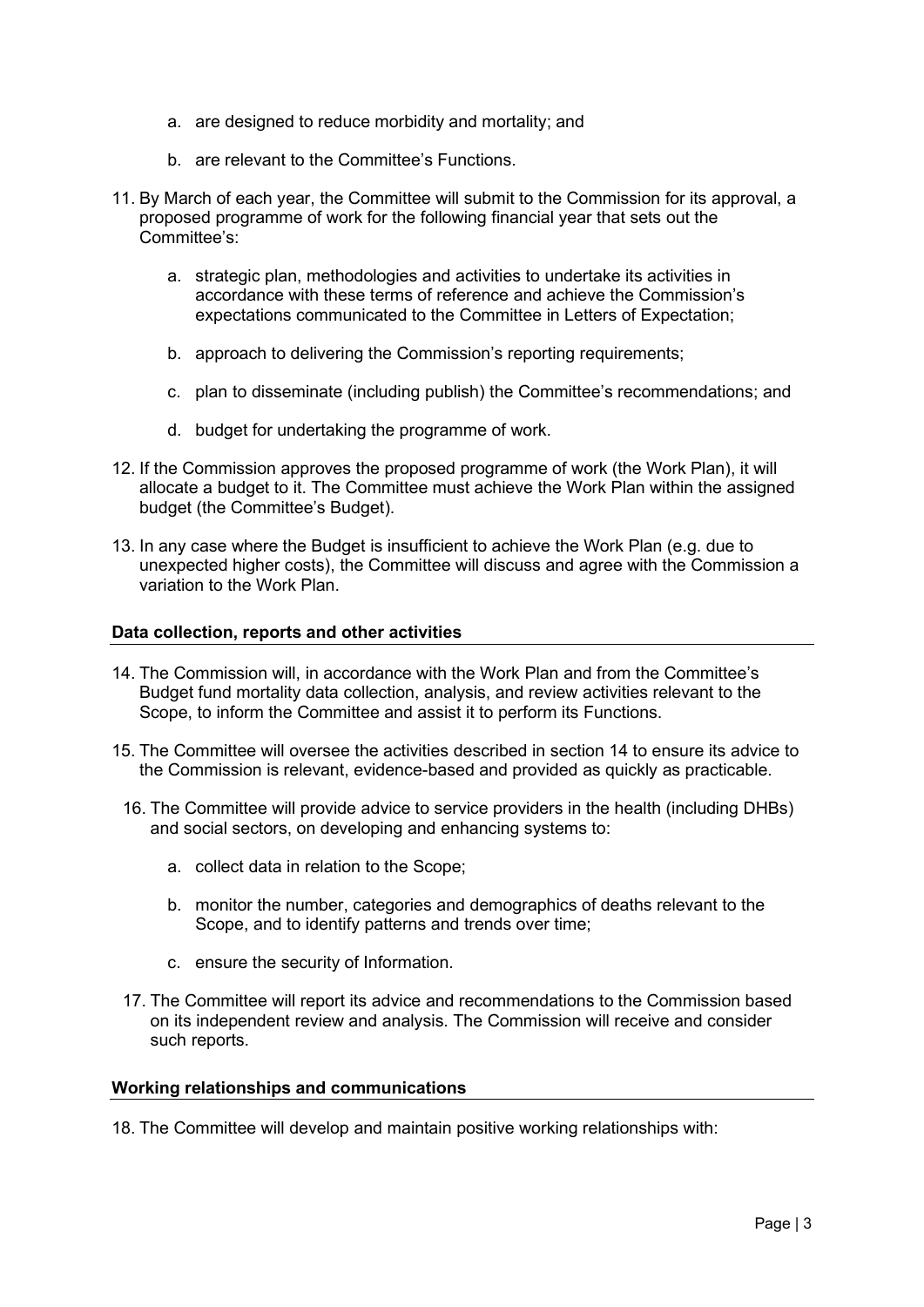a. are designed to reduce morbidity and mortality; and

b. are relevant to the Committee's Functions.

11. By March of each year, the Committee will submit to the Commission for its approval, a proposed programme of work for the following financial year that sets out the Committee's:

    a. strategic plan, methodologies and activities to undertake its activities in accordance with these terms of reference and achieve the Commission's expectations communicated to the Committee in Letters of Expectation;

    b. approach to delivering the Commission's reporting requirements;

    c. plan to disseminate (including publish) the Committee's recommendations; and

    d. budget for undertaking the programme of work.

12. If the Commission approves the proposed programme of work (the Work Plan), it will allocate a budget to it. The Committee must achieve the Work Plan within the assigned budget (the Committee's Budget).

13. In any case where the Budget is insufficient to achieve the Work Plan (e.g. due to unexpected higher costs), the Committee will discuss and agree with the Commission a variation to the Work Plan.

**Data collection, reports and other activities**

14. The Commission will, in accordance with the Work Plan and from the Committee's Budget fund mortality data collection, analysis, and review activities relevant to the Scope, to inform the Committee and assist it to perform its Functions.

15. The Committee will oversee the activities described in section 14 to ensure its advice to the Commission is relevant, evidence-based and provided as quickly as practicable.

16. The Committee will provide advice to service providers in the health (including DHBs) and social sectors, on developing and enhancing systems to:

    a. collect data in relation to the Scope;

    b. monitor the number, categories and demographics of deaths relevant to the Scope, and to identify patterns and trends over time;

    c. ensure the security of Information.

17. The Committee will report its advice and recommendations to the Commission based on its independent review and analysis. The Commission will receive and consider such reports.

**Working relationships and communications**

18. The Committee will develop and maintain positive working relationships with: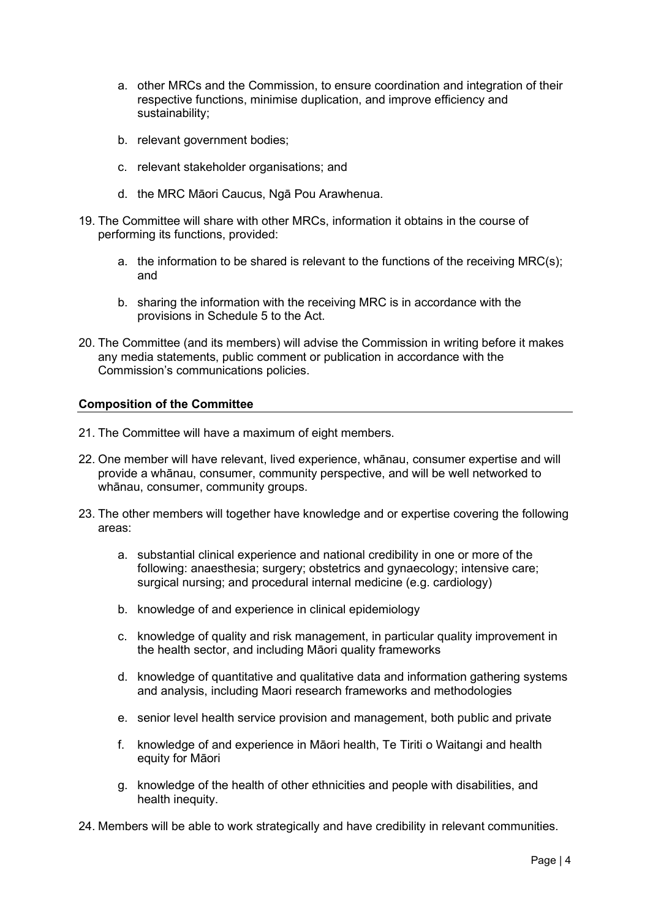a. other MRCs and the Commission, to ensure coordination and integration of their respective functions, minimise duplication, and improve efficiency and sustainability;

b. relevant government bodies;

c. relevant stakeholder organisations; and

d. the MRC Māori Caucus, Ngā Pou Arawhenua.

19. The Committee will share with other MRCs, information it obtains in the course of performing its functions, provided:

    a. the information to be shared is relevant to the functions of the receiving MRC(s); and

    b. sharing the information with the receiving MRC is in accordance with the provisions in Schedule 5 to the Act.

20. The Committee (and its members) will advise the Commission in writing before it makes any media statements, public comment or publication in accordance with the Commission's communications policies.

**Composition of the Committee**

21. The Committee will have a maximum of eight members.

22. One member will have relevant, lived experience, whānau, consumer expertise and will provide a whānau, consumer, community perspective, and will be well networked to whānau, consumer, community groups.

23. The other members will together have knowledge and or expertise covering the following areas:

    a. substantial clinical experience and national credibility in one or more of the following: anaesthesia; surgery; obstetrics and gynaecology; intensive care; surgical nursing; and procedural internal medicine (e.g. cardiology)

    b. knowledge of and experience in clinical epidemiology

    c. knowledge of quality and risk management, in particular quality improvement in the health sector, and including Māori quality frameworks

    d. knowledge of quantitative and qualitative data and information gathering systems and analysis, including Maori research frameworks and methodologies

    e. senior level health service provision and management, both public and private

    f. knowledge of and experience in Māori health, Te Tiriti o Waitangi and health equity for Māori

    g. knowledge of the health of other ethnicities and people with disabilities, and health inequity.

24. Members will be able to work strategically and have credibility in relevant communities.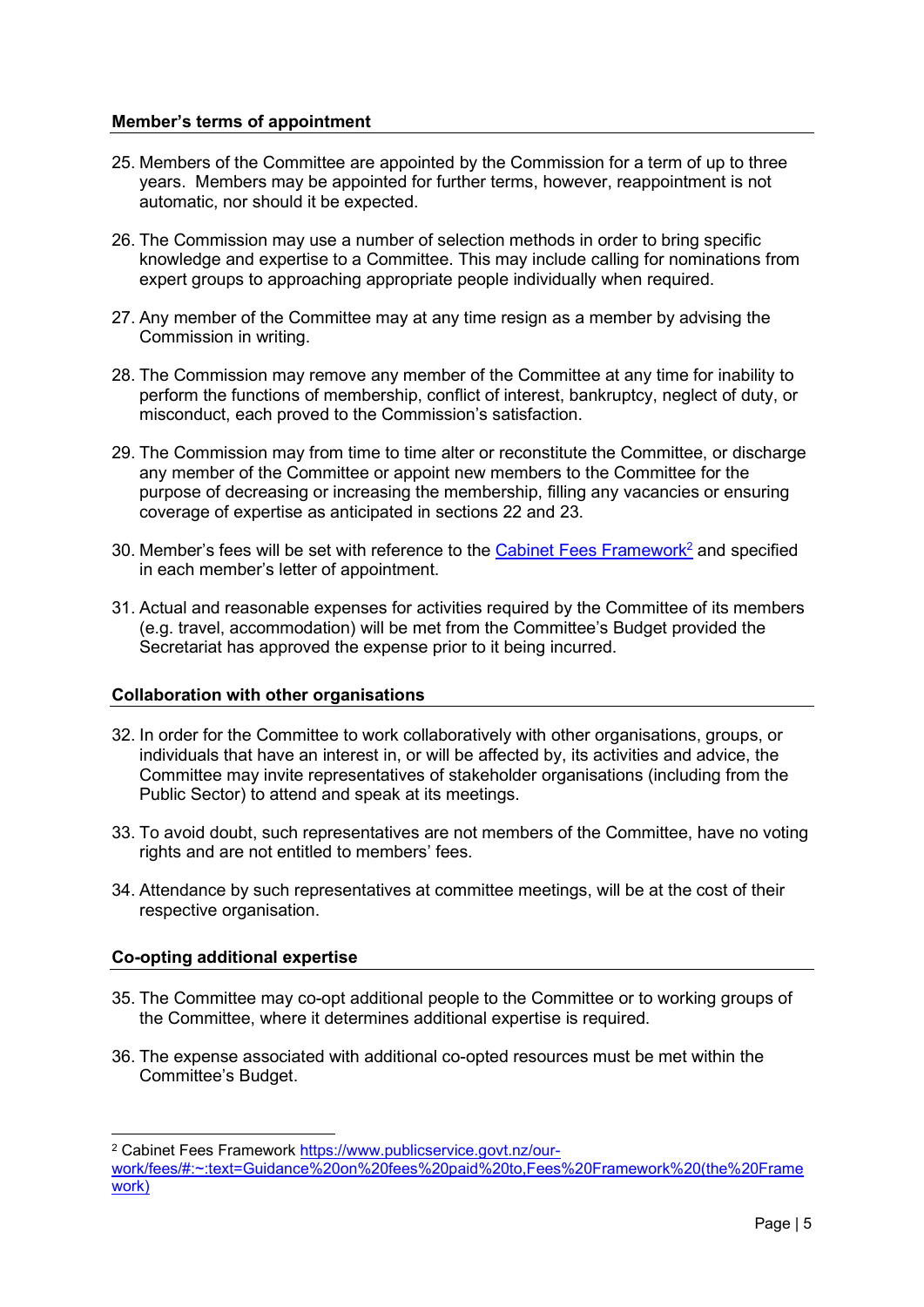**Member's terms of appointment**

25. Members of the Committee are appointed by the Commission for a term of up to three years. Members may be appointed for further terms, however, reappointment is not automatic, nor should it be expected.

26. The Commission may use a number of selection methods in order to bring specific knowledge and expertise to a Committee. This may include calling for nominations from expert groups to approaching appropriate people individually when required.

27. Any member of the Committee may at any time resign as a member by advising the Commission in writing.

28. The Commission may remove any member of the Committee at any time for inability to perform the functions of membership, conflict of interest, bankruptcy, neglect of duty, or misconduct, each proved to the Commission's satisfaction.

29. The Commission may from time to time alter or reconstitute the Committee, or discharge any member of the Committee or appoint new members to the Committee for the purpose of decreasing or increasing the membership, filling any vacancies or ensuring coverage of expertise as anticipated in sections 22 and 23.

30. Member's fees will be set with reference to the Cabinet Fees Framework[2] and specified in each member's letter of appointment.

31. Actual and reasonable expenses for activities required by the Committee of its members (e.g. travel, accommodation) will be met from the Committee's Budget provided the Secretariat has approved the expense prior to it being incurred.

**Collaboration with other organisations**

32. In order for the Committee to work collaboratively with other organisations, groups, or individuals that have an interest in, or will be affected by, its activities and advice, the Committee may invite representatives of stakeholder organisations (including from the Public Sector) to attend and speak at its meetings.

33. To avoid doubt, such representatives are not members of the Committee, have no voting rights and are not entitled to members' fees.

34. Attendance by such representatives at committee meetings, will be at the cost of their respective organisation.

**Co-opting additional expertise**

35. The Committee may co-opt additional people to the Committee or to working groups of the Committee, where it determines additional expertise is required.

36. The expense associated with additional co-opted resources must be met within the Committee's Budget.

---

[2] Cabinet Fees Framework https://www.publicservice.govt.nz/our-work/fees/#:~:text=Guidance%20on%20fees%20paid%20to,Fees%20Framework%20(the%20Framework)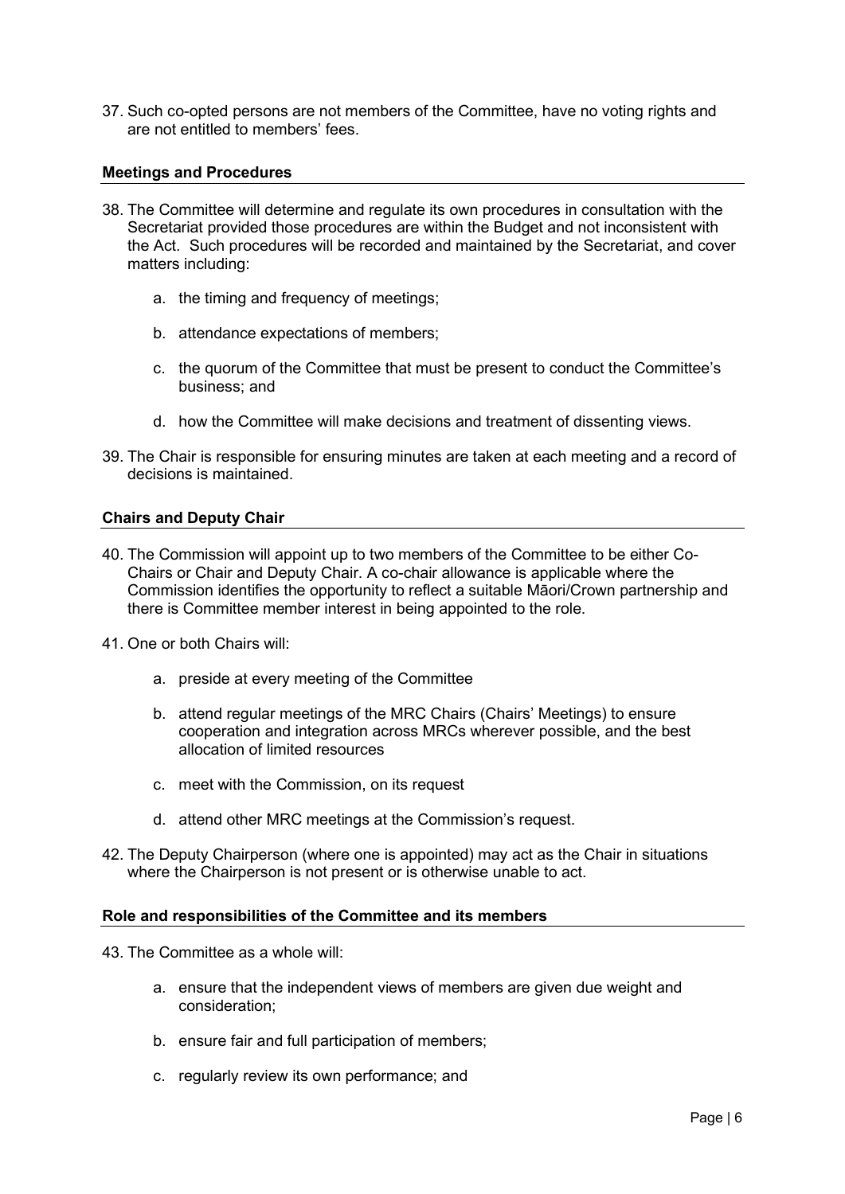37. Such co-opted persons are not members of the Committee, have no voting rights and are not entitled to members' fees.

**Meetings and Procedures**

38. The Committee will determine and regulate its own procedures in consultation with the Secretariat provided those procedures are within the Budget and not inconsistent with the Act. Such procedures will be recorded and maintained by the Secretariat, and cover matters including:

    a. the timing and frequency of meetings;

    b. attendance expectations of members;

    c. the quorum of the Committee that must be present to conduct the Committee's business; and

    d. how the Committee will make decisions and treatment of dissenting views.

39. The Chair is responsible for ensuring minutes are taken at each meeting and a record of decisions is maintained.

**Chairs and Deputy Chair**

40. The Commission will appoint up to two members of the Committee to be either Co-Chairs or Chair and Deputy Chair. A co-chair allowance is applicable where the Commission identifies the opportunity to reflect a suitable Māori/Crown partnership and there is Committee member interest in being appointed to the role.

41. One or both Chairs will:

    a. preside at every meeting of the Committee

    b. attend regular meetings of the MRC Chairs (Chairs' Meetings) to ensure cooperation and integration across MRCs wherever possible, and the best allocation of limited resources

    c. meet with the Commission, on its request

    d. attend other MRC meetings at the Commission's request.

42. The Deputy Chairperson (where one is appointed) may act as the Chair in situations where the Chairperson is not present or is otherwise unable to act.

**Role and responsibilities of the Committee and its members**

43. The Committee as a whole will:

    a. ensure that the independent views of members are given due weight and consideration;

    b. ensure fair and full participation of members;

    c. regularly review its own performance; and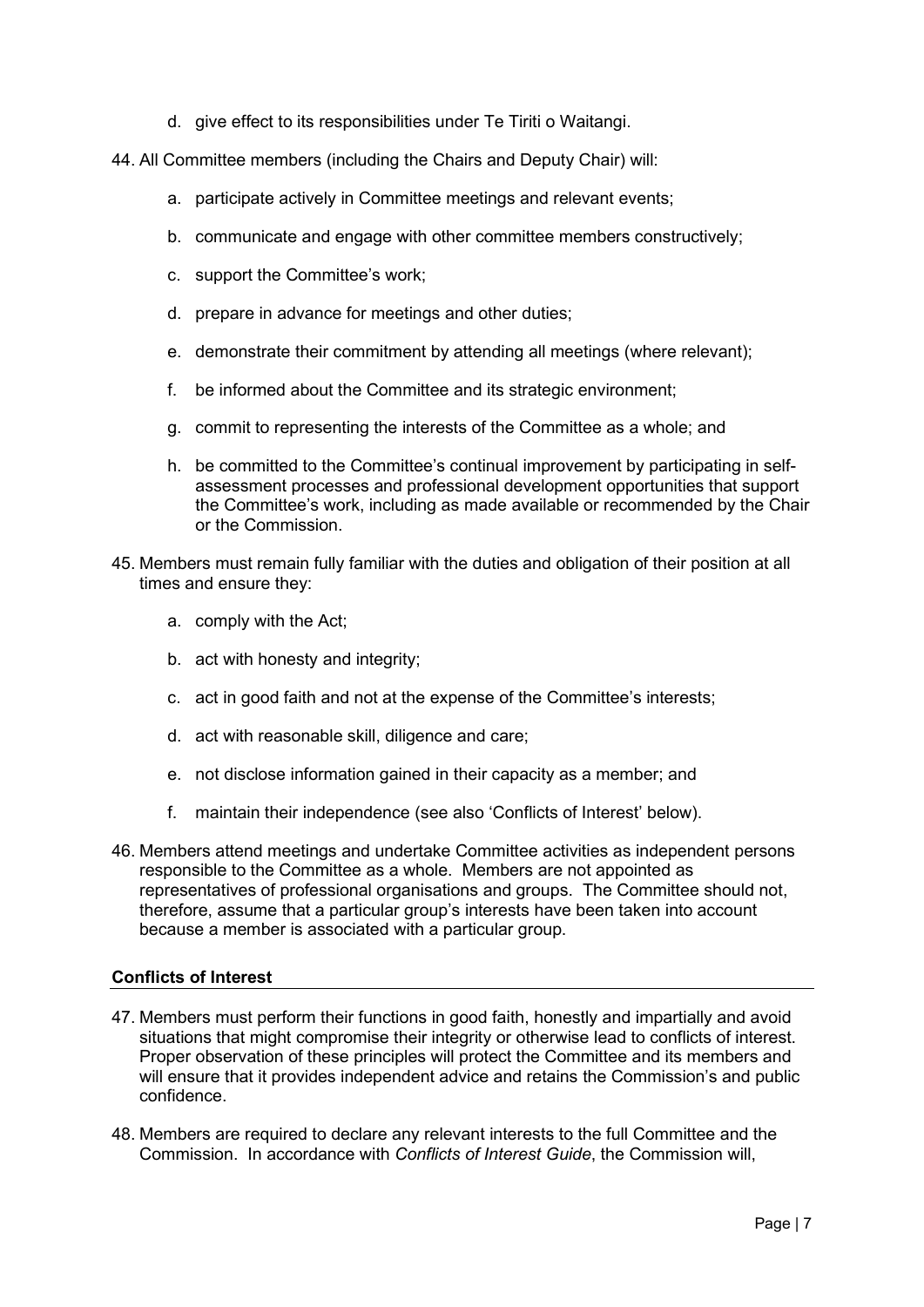d. give effect to its responsibilities under Te Tiriti o Waitangi.

44. All Committee members (including the Chairs and Deputy Chair) will:

    a. participate actively in Committee meetings and relevant events;

    b. communicate and engage with other committee members constructively;

    c. support the Committee's work;

    d. prepare in advance for meetings and other duties;

    e. demonstrate their commitment by attending all meetings (where relevant);

    f. be informed about the Committee and its strategic environment;

    g. commit to representing the interests of the Committee as a whole; and

    h. be committed to the Committee's continual improvement by participating in self-assessment processes and professional development opportunities that support the Committee's work, including as made available or recommended by the Chair or the Commission.

45. Members must remain fully familiar with the duties and obligation of their position at all times and ensure they:

    a. comply with the Act;

    b. act with honesty and integrity;

    c. act in good faith and not at the expense of the Committee's interests;

    d. act with reasonable skill, diligence and care;

    e. not disclose information gained in their capacity as a member; and

    f. maintain their independence (see also 'Conflicts of Interest' below).

46. Members attend meetings and undertake Committee activities as independent persons responsible to the Committee as a whole. Members are not appointed as representatives of professional organisations and groups. The Committee should not, therefore, assume that a particular group's interests have been taken into account because a member is associated with a particular group.

## Conflicts of Interest

47. Members must perform their functions in good faith, honestly and impartially and avoid situations that might compromise their integrity or otherwise lead to conflicts of interest. Proper observation of these principles will protect the Committee and its members and will ensure that it provides independent advice and retains the Commission's and public confidence.

48. Members are required to declare any relevant interests to the full Committee and the Commission. In accordance with *Conflicts of Interest Guide*, the Commission will,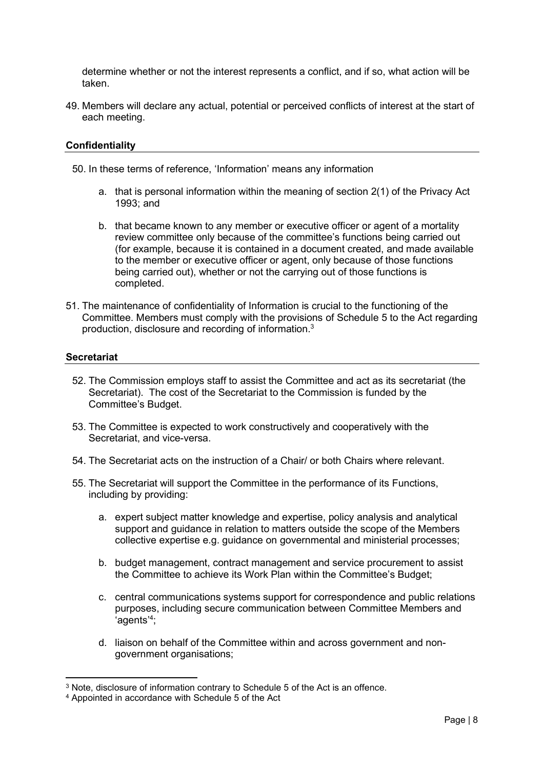determine whether or not the interest represents a conflict, and if so, what action will be taken.

49. Members will declare any actual, potential or perceived conflicts of interest at the start of each meeting.

**Confidentiality**

50. In these terms of reference, 'Information' means any information

    a. that is personal information within the meaning of section 2(1) of the Privacy Act 1993; and

    b. that became known to any member or executive officer or agent of a mortality review committee only because of the committee's functions being carried out (for example, because it is contained in a document created, and made available to the member or executive officer or agent, only because of those functions being carried out), whether or not the carrying out of those functions is completed.

51. The maintenance of confidentiality of Information is crucial to the functioning of the Committee. Members must comply with the provisions of Schedule 5 to the Act regarding production, disclosure and recording of information.[3]

**Secretariat**

52. The Commission employs staff to assist the Committee and act as its secretariat (the Secretariat). The cost of the Secretariat to the Commission is funded by the Committee's Budget.

53. The Committee is expected to work constructively and cooperatively with the Secretariat, and vice-versa.

54. The Secretariat acts on the instruction of a Chair/ or both Chairs where relevant.

55. The Secretariat will support the Committee in the performance of its Functions, including by providing:

    a. expert subject matter knowledge and expertise, policy analysis and analytical support and guidance in relation to matters outside the scope of the Members collective expertise e.g. guidance on governmental and ministerial processes;

    b. budget management, contract management and service procurement to assist the Committee to achieve its Work Plan within the Committee's Budget;

    c. central communications systems support for correspondence and public relations purposes, including secure communication between Committee Members and 'agents'[4];

    d. liaison on behalf of the Committee within and across government and non-government organisations;

[3] Note, disclosure of information contrary to Schedule 5 of the Act is an offence.

[4] Appointed in accordance with Schedule 5 of the Act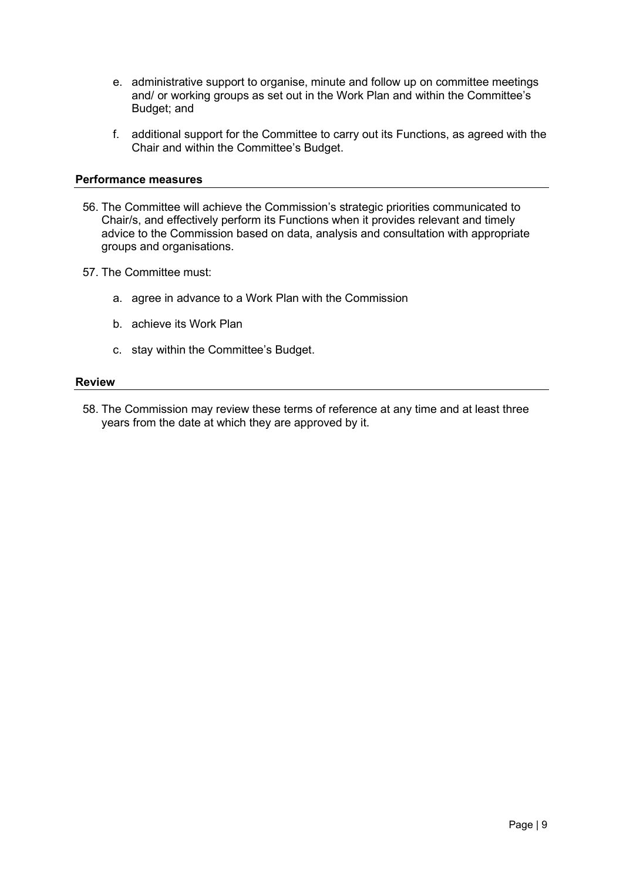e. administrative support to organise, minute and follow up on committee meetings and/ or working groups as set out in the Work Plan and within the Committee's Budget; and

f. additional support for the Committee to carry out its Functions, as agreed with the Chair and within the Committee's Budget.

**Performance measures**

56. The Committee will achieve the Commission's strategic priorities communicated to Chair/s, and effectively perform its Functions when it provides relevant and timely advice to the Commission based on data, analysis and consultation with appropriate groups and organisations.

57. The Committee must:

    a. agree in advance to a Work Plan with the Commission

    b. achieve its Work Plan

    c. stay within the Committee's Budget.

**Review**

58. The Commission may review these terms of reference at any time and at least three years from the date at which they are approved by it.